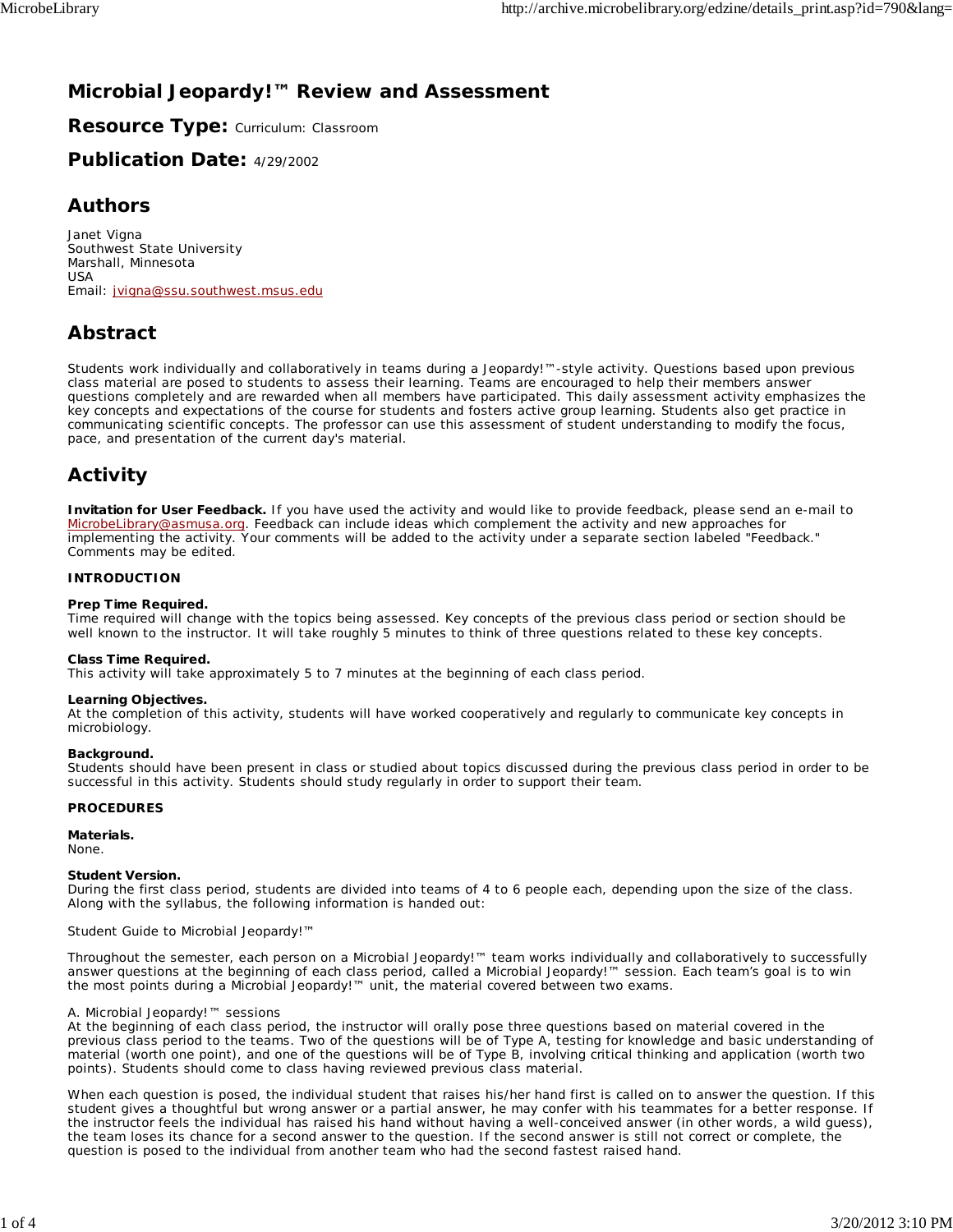# Microbial Jeopardy!™ Review and Assessment

## Resource Type: Curriculum: Classroom

## Publication Date: 4/29/2002

## Authors

Janet Vigna
Southwest State University
Marshall, Minnesota
USA
Email: jvigna@ssu.southwest.msus.edu

## Abstract

Students work individually and collaboratively in teams during a Jeopardy!™-style activity. Questions based upon previous class material are posed to students to assess their learning. Teams are encouraged to help their members answer questions completely and are rewarded when all members have participated. This daily assessment activity emphasizes the key concepts and expectations of the course for students and fosters active group learning. Students also get practice in communicating scientific concepts. The professor can use this assessment of student understanding to modify the focus, pace, and presentation of the current day's material.

## Activity

**Invitation for User Feedback.** If you have used the activity and would like to provide feedback, please send an e-mail to MicrobeLibrary@asmusa.org. Feedback can include ideas which complement the activity and new approaches for implementing the activity. Your comments will be added to the activity under a separate section labeled "Feedback." Comments may be edited.

**INTRODUCTION**

**Prep Time Required.**
Time required will change with the topics being assessed. Key concepts of the previous class period or section should be well known to the instructor. It will take roughly 5 minutes to think of three questions related to these key concepts.

**Class Time Required.**
This activity will take approximately 5 to 7 minutes at the beginning of each class period.

**Learning Objectives.**
At the completion of this activity, students will have worked cooperatively and regularly to communicate key concepts in microbiology.

**Background.**
Students should have been present in class or studied about topics discussed during the previous class period in order to be successful in this activity. Students should study regularly in order to support their team.

**PROCEDURES**

**Materials.**
None.

**Student Version.**
During the first class period, students are divided into teams of 4 to 6 people each, depending upon the size of the class. Along with the syllabus, the following information is handed out:

Student Guide to Microbial Jeopardy!™

Throughout the semester, each person on a Microbial Jeopardy!™ team works individually and collaboratively to successfully answer questions at the beginning of each class period, called a Microbial Jeopardy!™ session. Each team's goal is to win the most points during a Microbial Jeopardy!™ unit, the material covered between two exams.

A. Microbial Jeopardy!™ sessions
At the beginning of each class period, the instructor will orally pose three questions based on material covered in the previous class period to the teams. Two of the questions will be of Type A, testing for knowledge and basic understanding of material (worth one point), and one of the questions will be of Type B, involving critical thinking and application (worth two points). Students should come to class having reviewed previous class material.

When each question is posed, the individual student that raises his/her hand first is called on to answer the question. If this student gives a thoughtful but wrong answer or a partial answer, he may confer with his teammates for a better response. If the instructor feels the individual has raised his hand without having a well-conceived answer (in other words, a wild guess), the team loses its chance for a second answer to the question. If the second answer is still not correct or complete, the question is posed to the individual from another team who had the second fastest raised hand.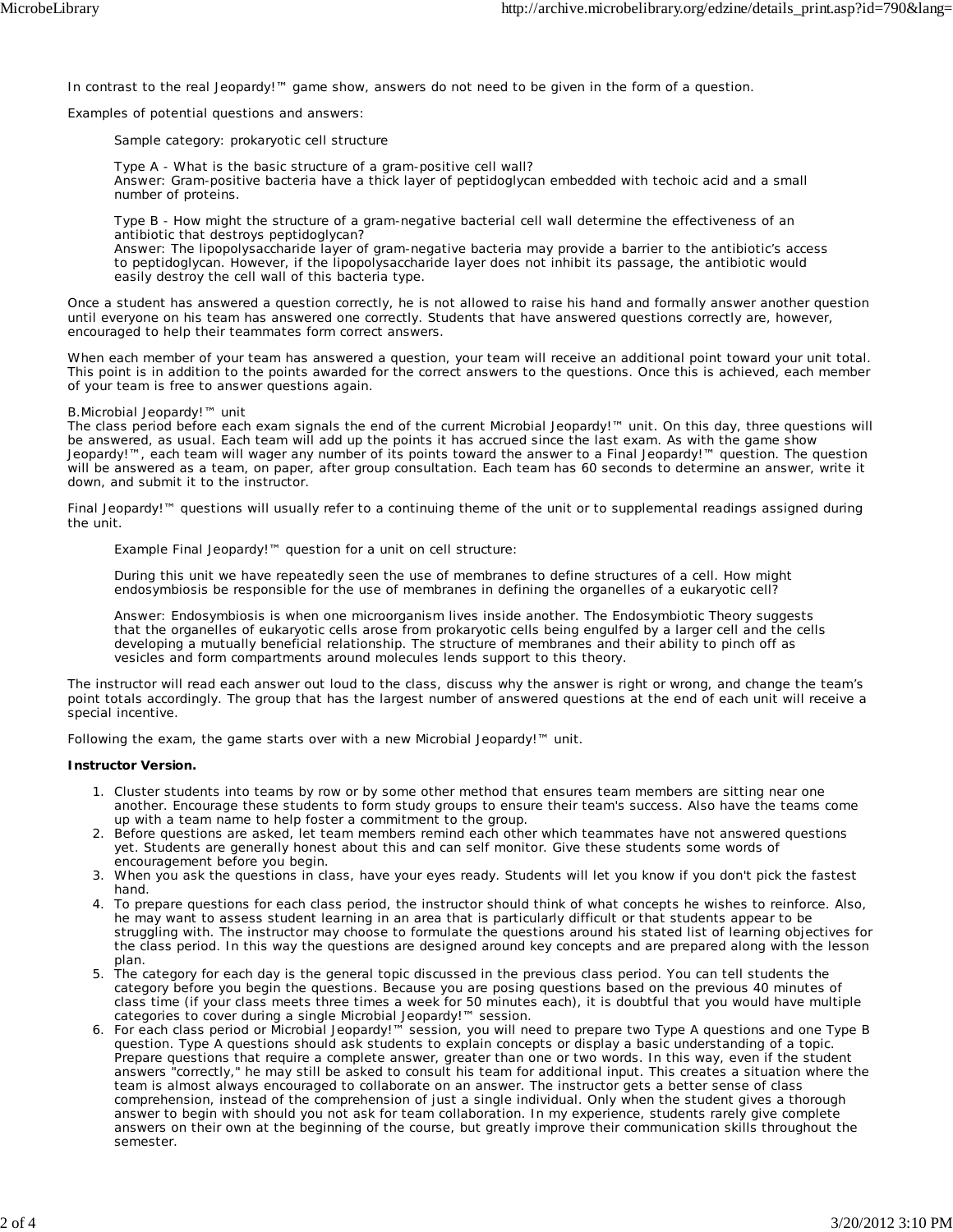In contrast to the real Jeopardy!™ game show, answers do not need to be given in the form of a question.

Examples of potential questions and answers:

> Sample category: prokaryotic cell structure
>
> Type A - What is the basic structure of a gram-positive cell wall?
> Answer: Gram-positive bacteria have a thick layer of peptidoglycan embedded with techoic acid and a small number of proteins.
>
> Type B - How might the structure of a gram-negative bacterial cell wall determine the effectiveness of an antibiotic that destroys peptidoglycan?
> Answer: The lipopolysaccharide layer of gram-negative bacteria may provide a barrier to the antibiotic's access to peptidoglycan. However, if the lipopolysaccharide layer does not inhibit its passage, the antibiotic would easily destroy the cell wall of this bacteria type.

Once a student has answered a question correctly, he is not allowed to raise his hand and formally answer another question until everyone on his team has answered one correctly. Students that have answered questions correctly are, however, encouraged to help their teammates form correct answers.

When each member of your team has answered a question, your team will receive an additional point toward your unit total. This point is in addition to the points awarded for the correct answers to the questions. Once this is achieved, each member of your team is free to answer questions again.

B.Microbial Jeopardy!™ unit
The class period before each exam signals the end of the current Microbial Jeopardy!™ unit. On this day, three questions will be answered, as usual. Each team will add up the points it has accrued since the last exam. As with the game show Jeopardy!™, each team will wager any number of its points toward the answer to a Final Jeopardy!™ question. The question will be answered as a team, on paper, after group consultation. Each team has 60 seconds to determine an answer, write it down, and submit it to the instructor.

Final Jeopardy!™ questions will usually refer to a continuing theme of the unit or to supplemental readings assigned during the unit.

> Example Final Jeopardy!™ question for a unit on cell structure:
>
> During this unit we have repeatedly seen the use of membranes to define structures of a cell. How might endosymbiosis be responsible for the use of membranes in defining the organelles of a eukaryotic cell?
>
> Answer: Endosymbiosis is when one microorganism lives inside another. The Endosymbiotic Theory suggests that the organelles of eukaryotic cells arose from prokaryotic cells being engulfed by a larger cell and the cells developing a mutually beneficial relationship. The structure of membranes and their ability to pinch off as vesicles and form compartments around molecules lends support to this theory.

The instructor will read each answer out loud to the class, discuss why the answer is right or wrong, and change the team's point totals accordingly. The group that has the largest number of answered questions at the end of each unit will receive a special incentive.

Following the exam, the game starts over with a new Microbial Jeopardy!™ unit.

**Instructor Version.**

1. Cluster students into teams by row or by some other method that ensures team members are sitting near one another. Encourage these students to form study groups to ensure their team's success. Also have the teams come up with a team name to help foster a commitment to the group.
2. Before questions are asked, let team members remind each other which teammates have not answered questions yet. Students are generally honest about this and can self monitor. Give these students some words of encouragement before you begin.
3. When you ask the questions in class, have your eyes ready. Students will let you know if you don't pick the fastest hand.
4. To prepare questions for each class period, the instructor should think of what concepts he wishes to reinforce. Also, he may want to assess student learning in an area that is particularly difficult or that students appear to be struggling with. The instructor may choose to formulate the questions around his stated list of learning objectives for the class period. In this way the questions are designed around key concepts and are prepared along with the lesson plan.
5. The category for each day is the general topic discussed in the previous class period. You can tell students the category before you begin the questions. Because you are posing questions based on the previous 40 minutes of class time (if your class meets three times a week for 50 minutes each), it is doubtful that you would have multiple categories to cover during a single Microbial Jeopardy!™ session.
6. For each class period or Microbial Jeopardy!™ session, you will need to prepare two Type A questions and one Type B question. Type A questions should ask students to explain concepts or display a basic understanding of a topic. Prepare questions that require a complete answer, greater than one or two words. In this way, even if the student answers "correctly," he may still be asked to consult his team for additional input. This creates a situation where the team is almost always encouraged to collaborate on an answer. The instructor gets a better sense of class comprehension, instead of the comprehension of just a single individual. Only when the student gives a thorough answer to begin with should you not ask for team collaboration. In my experience, students rarely give complete answers on their own at the beginning of the course, but greatly improve their communication skills throughout the semester.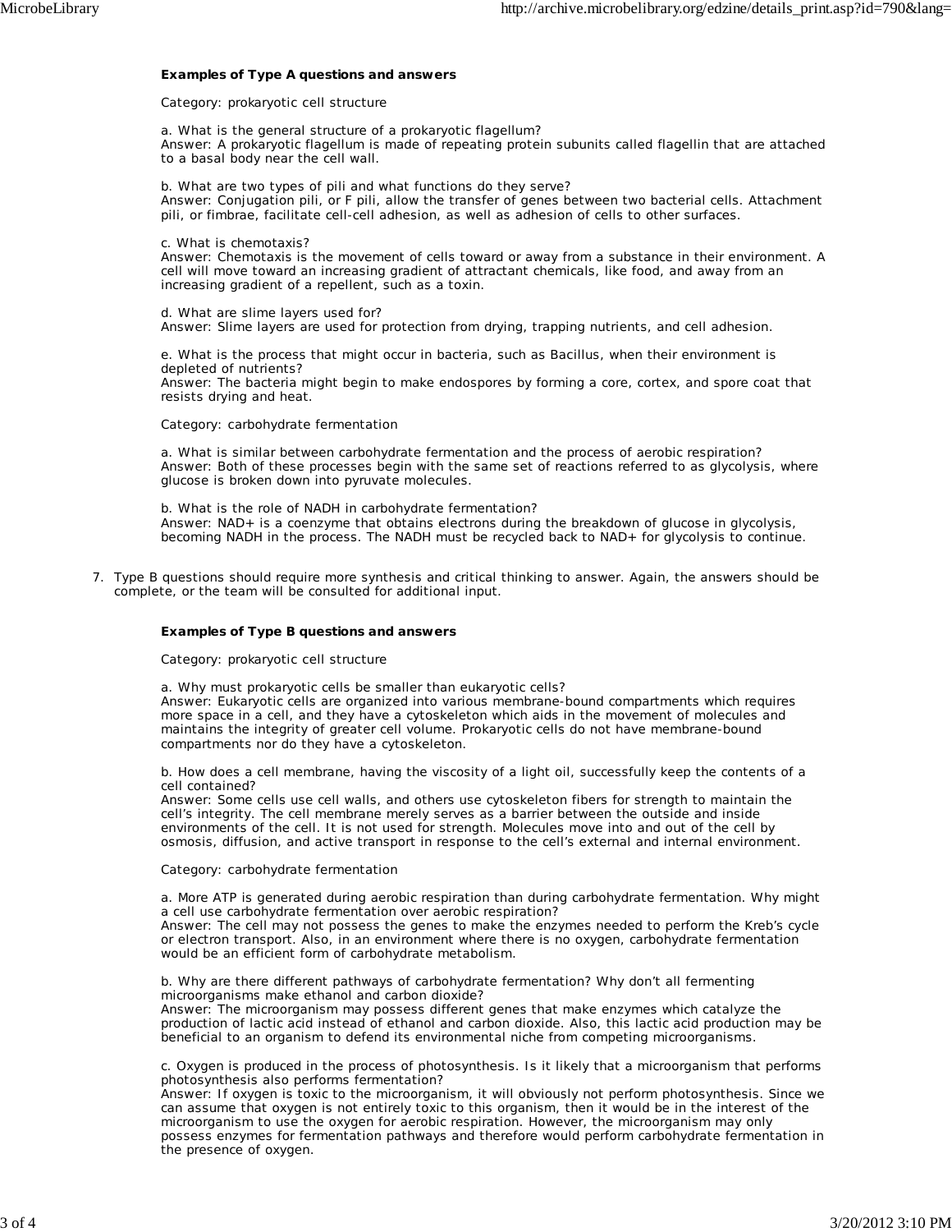**Examples of Type A questions and answers**

Category: prokaryotic cell structure

a. What is the general structure of a prokaryotic flagellum?
Answer: A prokaryotic flagellum is made of repeating protein subunits called flagellin that are attached to a basal body near the cell wall.

b. What are two types of pili and what functions do they serve?
Answer: Conjugation pili, or F pili, allow the transfer of genes between two bacterial cells. Attachment pili, or fimbrae, facilitate cell-cell adhesion, as well as adhesion of cells to other surfaces.

c. What is chemotaxis?
Answer: Chemotaxis is the movement of cells toward or away from a substance in their environment. A cell will move toward an increasing gradient of attractant chemicals, like food, and away from an increasing gradient of a repellent, such as a toxin.

d. What are slime layers used for?
Answer: Slime layers are used for protection from drying, trapping nutrients, and cell adhesion.

e. What is the process that might occur in bacteria, such as Bacillus, when their environment is depleted of nutrients?
Answer: The bacteria might begin to make endospores by forming a core, cortex, and spore coat that resists drying and heat.

Category: carbohydrate fermentation

a. What is similar between carbohydrate fermentation and the process of aerobic respiration?
Answer: Both of these processes begin with the same set of reactions referred to as glycolysis, where glucose is broken down into pyruvate molecules.

b. What is the role of NADH in carbohydrate fermentation?
Answer: NAD+ is a coenzyme that obtains electrons during the breakdown of glucose in glycolysis, becoming NADH in the process. The NADH must be recycled back to NAD+ for glycolysis to continue.

7. Type B questions should require more synthesis and critical thinking to answer. Again, the answers should be complete, or the team will be consulted for additional input.

**Examples of Type B questions and answers**

Category: prokaryotic cell structure

a. Why must prokaryotic cells be smaller than eukaryotic cells?
Answer: Eukaryotic cells are organized into various membrane-bound compartments which requires more space in a cell, and they have a cytoskeleton which aids in the movement of molecules and maintains the integrity of greater cell volume. Prokaryotic cells do not have membrane-bound compartments nor do they have a cytoskeleton.

b. How does a cell membrane, having the viscosity of a light oil, successfully keep the contents of a cell contained?
Answer: Some cells use cell walls, and others use cytoskeleton fibers for strength to maintain the cell's integrity. The cell membrane merely serves as a barrier between the outside and inside environments of the cell. It is not used for strength. Molecules move into and out of the cell by osmosis, diffusion, and active transport in response to the cell's external and internal environment.

Category: carbohydrate fermentation

a. More ATP is generated during aerobic respiration than during carbohydrate fermentation. Why might a cell use carbohydrate fermentation over aerobic respiration?
Answer: The cell may not possess the genes to make the enzymes needed to perform the Kreb's cycle or electron transport. Also, in an environment where there is no oxygen, carbohydrate fermentation would be an efficient form of carbohydrate metabolism.

b. Why are there different pathways of carbohydrate fermentation? Why don't all fermenting microorganisms make ethanol and carbon dioxide?
Answer: The microorganism may possess different genes that make enzymes which catalyze the production of lactic acid instead of ethanol and carbon dioxide. Also, this lactic acid production may be beneficial to an organism to defend its environmental niche from competing microorganisms.

c. Oxygen is produced in the process of photosynthesis. Is it likely that a microorganism that performs photosynthesis also performs fermentation?
Answer: If oxygen is toxic to the microorganism, it will obviously not perform photosynthesis. Since we can assume that oxygen is not entirely toxic to this organism, then it would be in the interest of the microorganism to use the oxygen for aerobic respiration. However, the microorganism may only possess enzymes for fermentation pathways and therefore would perform carbohydrate fermentation in the presence of oxygen.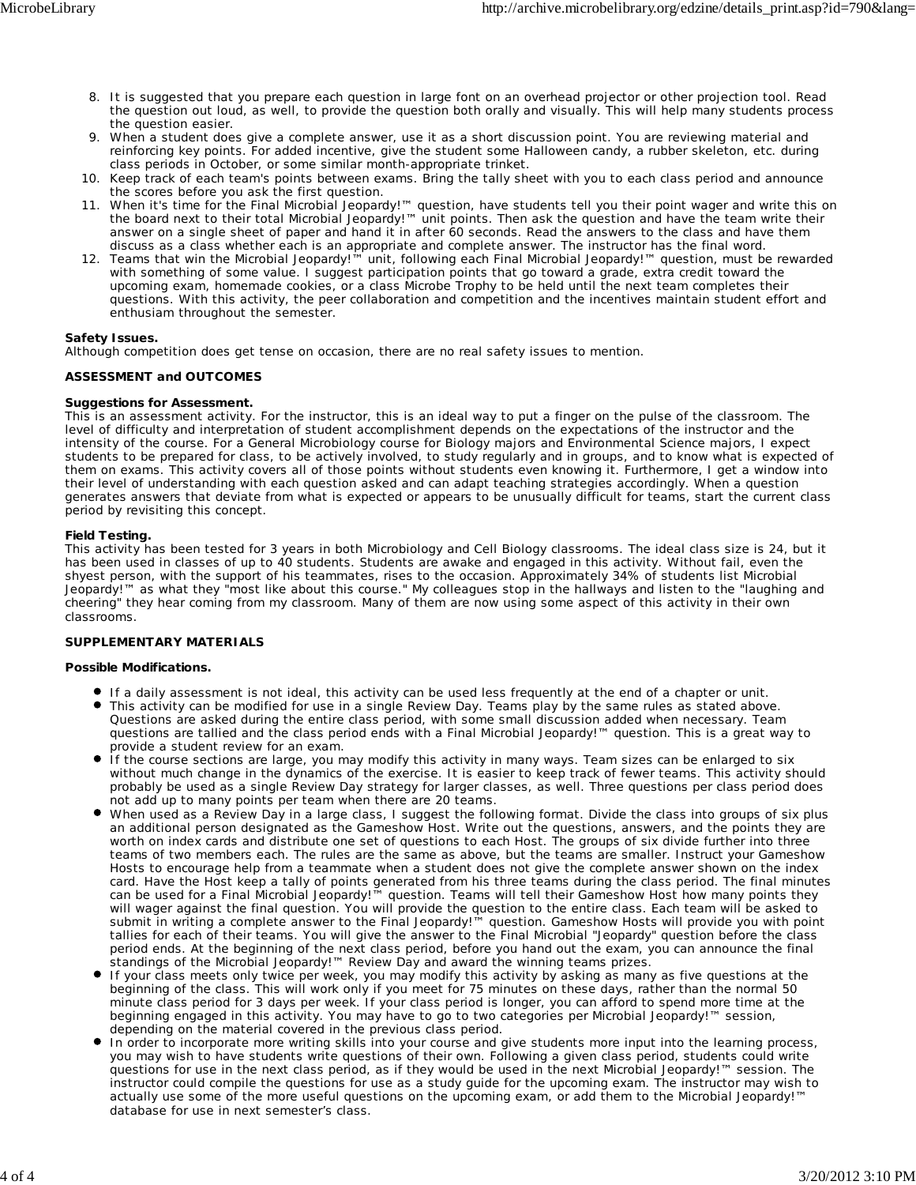8. It is suggested that you prepare each question in large font on an overhead projector or other projection tool. Read the question out loud, as well, to provide the question both orally and visually. This will help many students process the question easier.
9. When a student does give a complete answer, use it as a short discussion point. You are reviewing material and reinforcing key points. For added incentive, give the student some Halloween candy, a rubber skeleton, etc. during class periods in October, or some similar month-appropriate trinket.
10. Keep track of each team's points between exams. Bring the tally sheet with you to each class period and announce the scores before you ask the first question.
11. When it's time for the Final Microbial Jeopardy!™ question, have students tell you their point wager and write this on the board next to their total Microbial Jeopardy!™ unit points. Then ask the question and have the team write their answer on a single sheet of paper and hand it in after 60 seconds. Read the answers to the class and have them discuss as a class whether each is an appropriate and complete answer. The instructor has the final word.
12. Teams that win the Microbial Jeopardy!™ unit, following each Final Microbial Jeopardy!™ question, must be rewarded with something of some value. I suggest participation points that go toward a grade, extra credit toward the upcoming exam, homemade cookies, or a class Microbe Trophy to be held until the next team completes their questions. With this activity, the peer collaboration and competition and the incentives maintain student effort and enthusiam throughout the semester.

**Safety Issues.**
Although competition does get tense on occasion, there are no real safety issues to mention.

## ASSESSMENT and OUTCOMES

**Suggestions for Assessment.**
This is an assessment activity. For the instructor, this is an ideal way to put a finger on the pulse of the classroom. The level of difficulty and interpretation of student accomplishment depends on the expectations of the instructor and the intensity of the course. For a General Microbiology course for Biology majors and Environmental Science majors, I expect students to be prepared for class, to be actively involved, to study regularly and in groups, and to know what is expected of them on exams. This activity covers all of those points without students even knowing it. Furthermore, I get a window into their level of understanding with each question asked and can adapt teaching strategies accordingly. When a question generates answers that deviate from what is expected or appears to be unusually difficult for teams, start the current class period by revisiting this concept.

**Field Testing.**
This activity has been tested for 3 years in both Microbiology and Cell Biology classrooms. The ideal class size is 24, but it has been used in classes of up to 40 students. Students are awake and engaged in this activity. Without fail, even the shyest person, with the support of his teammates, rises to the occasion. Approximately 34% of students list Microbial Jeopardy!™ as what they "most like about this course." My colleagues stop in the hallways and listen to the "laughing and cheering" they hear coming from my classroom. Many of them are now using some aspect of this activity in their own classrooms.

## SUPPLEMENTARY MATERIALS

**Possible Modifications.**

- If a daily assessment is not ideal, this activity can be used less frequently at the end of a chapter or unit.
- This activity can be modified for use in a single Review Day. Teams play by the same rules as stated above. Questions are asked during the entire class period, with some small discussion added when necessary. Team questions are tallied and the class period ends with a Final Microbial Jeopardy!™ question. This is a great way to provide a student review for an exam.
- If the course sections are large, you may modify this activity in many ways. Team sizes can be enlarged to six without much change in the dynamics of the exercise. It is easier to keep track of fewer teams. This activity should probably be used as a single Review Day strategy for larger classes, as well. Three questions per class period does not add up to many points per team when there are 20 teams.
- When used as a Review Day in a large class, I suggest the following format. Divide the class into groups of six plus an additional person designated as the Gameshow Host. Write out the questions, answers, and the points they are worth on index cards and distribute one set of questions to each Host. The groups of six divide further into three teams of two members each. The rules are the same as above, but the teams are smaller. Instruct your Gameshow Hosts to encourage help from a teammate when a student does not give the complete answer shown on the index card. Have the Host keep a tally of points generated from his three teams during the class period. The final minutes can be used for a Final Microbial Jeopardy!™ question. Teams will tell their Gameshow Host how many points they will wager against the final question. You will provide the question to the entire class. Each team will be asked to submit in writing a complete answer to the Final Jeopardy!™ question. Gameshow Hosts will provide you with point tallies for each of their teams. You will give the answer to the Final Microbial "Jeopardy" question before the class period ends. At the beginning of the next class period, before you hand out the exam, you can announce the final standings of the Microbial Jeopardy!™ Review Day and award the winning teams prizes.
- If your class meets only twice per week, you may modify this activity by asking as many as five questions at the beginning of the class. This will work only if you meet for 75 minutes on these days, rather than the normal 50 minute class period for 3 days per week. If your class period is longer, you can afford to spend more time at the beginning engaged in this activity. You may have to go to two categories per Microbial Jeopardy!™ session, depending on the material covered in the previous class period.
- In order to incorporate more writing skills into your course and give students more input into the learning process, you may wish to have students write questions of their own. Following a given class period, students could write questions for use in the next class period, as if they would be used in the next Microbial Jeopardy!™ session. The instructor could compile the questions for use as a study guide for the upcoming exam. The instructor may wish to actually use some of the more useful questions on the upcoming exam, or add them to the Microbial Jeopardy!™ database for use in next semester's class.